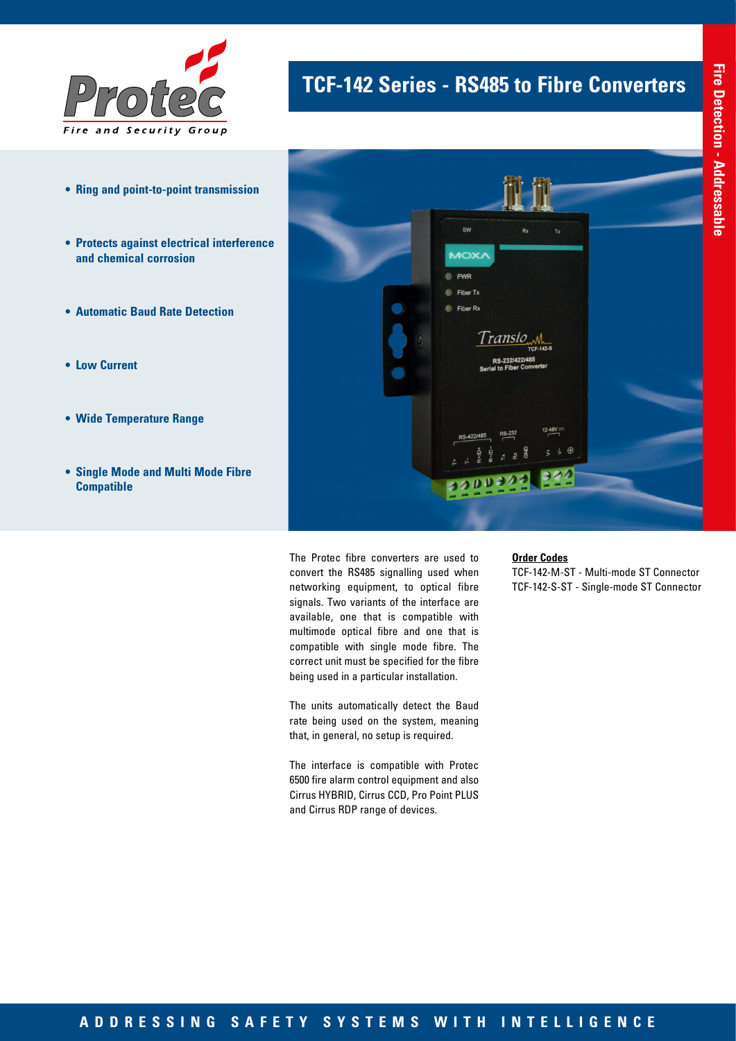# TCF-142 Series - RS485 to Fibre Converters

- **Ring and point-to-point transmission**
- **Protects against electrical interference and chemical corrosion**
- **Automatic Baud Rate Detection**
- **Low Current**
- **Wide Temperature Range**
- **Single Mode and Multi Mode Fibre Compatible**

The Protec fibre converters are used to convert the RS485 signalling used when networking equipment, to optical fibre signals. Two variants of the interface are available, one that is compatible with multimode optical fibre and one that is compatible with single mode fibre. The correct unit must be specified for the fibre being used in a particular installation.

The units automatically detect the Baud rate being used on the system, meaning that, in general, no setup is required.

The interface is compatible with Protec 6500 fire alarm control equipment and also Cirrus HYBRID, Cirrus CCD, Pro Point PLUS and Cirrus RDP range of devices.

**Order Codes**

TCF-142-M-ST - Multi-mode ST Connector
TCF-142-S-ST - Single-mode ST Connector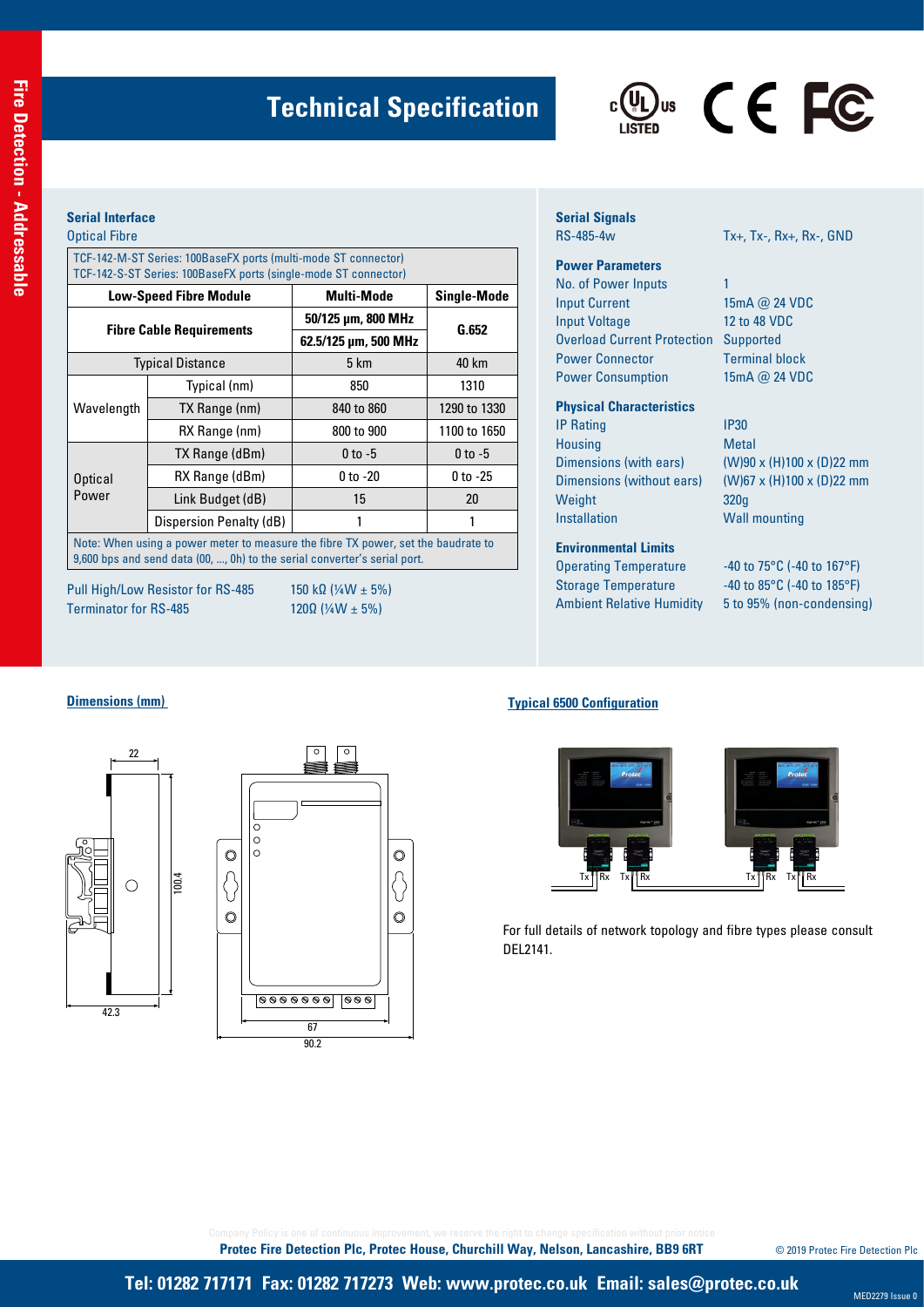# Technical Specification

### Serial Interface

Optical Fibre

| TCF-142-M-ST Series: 100BaseFX ports (multi-mode ST connector)<br>TCF-142-S-ST Series: 100BaseFX ports (single-mode ST connector) | | | |
|---|---|---|---|
| **Low-Speed Fibre Module** | | **Multi-Mode** | **Single-Mode** |
| **Fibre Cable Requirements** | | **50/125 µm, 800 MHz** | **G.652** |
| | | **62.5/125 µm, 500 MHz** | |
| Typical Distance | | 5 km | 40 km |
| Wavelength | Typical (nm) | 850 | 1310 |
| | TX Range (nm) | 840 to 860 | 1290 to 1330 |
| | RX Range (nm) | 800 to 900 | 1100 to 1650 |
| Optical Power | TX Range (dBm) | 0 to -5 | 0 to -5 |
| | RX Range (dBm) | 0 to -20 | 0 to -25 |
| | Link Budget (dB) | 15 | 20 |
| | Dispersion Penalty (dB) | 1 | 1 |
| Note: When using a power meter to measure the fibre TX power, set the baudrate to 9,600 bps and send data (00, ..., 0h) to the serial converter's serial port. | | | |

| | |
|---|---|
| Pull High/Low Resistor for RS-485 | 150 kΩ (¼W ± 5%) |
| Terminator for RS-485 | 120Ω (¼W ± 5%) |

### Serial Signals

| | |
|---|---|
| RS-485-4w | Tx+, Tx-, Rx+, Rx-, GND |

### Power Parameters

| | |
|---|---|
| No. of Power Inputs | 1 |
| Input Current | 15mA @ 24 VDC |
| Input Voltage | 12 to 48 VDC |
| Overload Current Protection | Supported |
| Power Connector | Terminal block |
| Power Consumption | 15mA @ 24 VDC |

### Physical Characteristics

| | |
|---|---|
| IP Rating | IP30 |
| Housing | Metal |
| Dimensions (with ears) | (W)90 x (H)100 x (D)22 mm |
| Dimensions (without ears) | (W)67 x (H)100 x (D)22 mm |
| Weight | 320g |
| Installation | Wall mounting |

### Environmental Limits

| | |
|---|---|
| Operating Temperature | -40 to 75°C (-40 to 167°F) |
| Storage Temperature | -40 to 85°C (-40 to 185°F) |
| Ambient Relative Humidity | 5 to 95% (non-condensing) |

### Dimensions (mm)

22

100.4

42.3

67

90.2

### Typical 6500 Configuration

Tx Rx Tx Rx Tx Rx Tx Rx

For full details of network topology and fibre types please consult DEL2141.

Company Policy is one of continuous improvement, we reserve the right to change specification without prior notice

**Protec Fire Detection Plc, Protec House, Churchill Way, Nelson, Lancashire, BB9 6RT**

© 2019 Protec Fire Detection Plc

**Tel: 01282 717171 Fax: 01282 717273 Web: www.protec.co.uk Email: sales@protec.co.uk**

MED2279 Issue 0